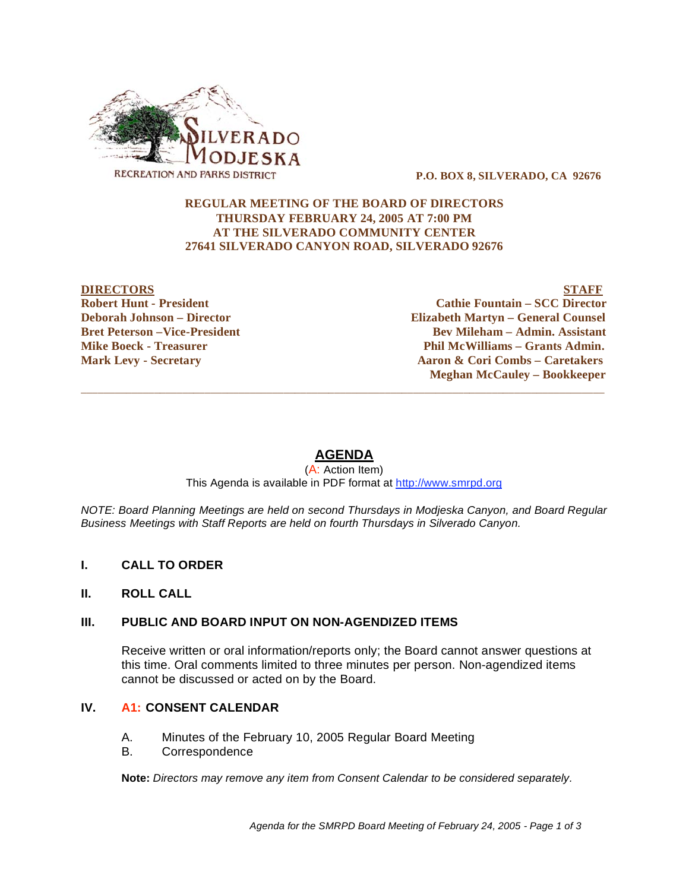SILVERADO MODJESKA
RECREATION AND PARKS DISTRICT

**P.O. BOX 8, SILVERADO, CA 92676**

**REGULAR MEETING OF THE BOARD OF DIRECTORS**
**THURSDAY FEBRUARY 24, 2005 AT 7:00 PM**
**AT THE SILVERADO COMMUNITY CENTER**
**27641 SILVERADO CANYON ROAD, SILVERADO 92676**

| DIRECTORS | STAFF |
|---|---|
| **Robert Hunt - President** | **Cathie Fountain – SCC Director** |
| **Deborah Johnson – Director** | **Elizabeth Martyn – General Counsel** |
| **Bret Peterson –Vice-President** | **Bev Mileham – Admin. Assistant** |
| **Mike Boeck - Treasurer** | **Phil McWilliams – Grants Admin.** |
| **Mark Levy - Secretary** | **Aaron & Cori Combs – Caretakers** |
| | **Meghan McCauley – Bookkeeper** |

---

# AGENDA

(A: Action Item)
This Agenda is available in PDF format at http://www.smrpd.org

*NOTE: Board Planning Meetings are held on second Thursdays in Modjeska Canyon, and Board Regular Business Meetings with Staff Reports are held on fourth Thursdays in Silverado Canyon.*

## I. CALL TO ORDER

## II. ROLL CALL

## III. PUBLIC AND BOARD INPUT ON NON-AGENDIZED ITEMS

Receive written or oral information/reports only; the Board cannot answer questions at this time. Oral comments limited to three minutes per person. Non-agendized items cannot be discussed or acted on by the Board.

## IV. A1: CONSENT CALENDAR

A. Minutes of the February 10, 2005 Regular Board Meeting
B. Correspondence

**Note:** *Directors may remove any item from Consent Calendar to be considered separately.*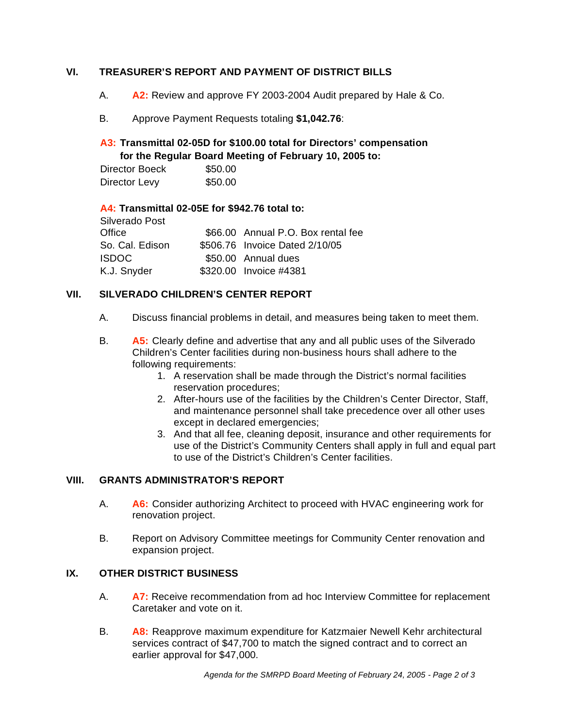## VI. TREASURER'S REPORT AND PAYMENT OF DISTRICT BILLS

A. **A2:** Review and approve FY 2003-2004 Audit prepared by Hale & Co.

B. Approve Payment Requests totaling **$1,042.76**:

**A3: Transmittal 02-05D for $100.00 total for Directors' compensation for the Regular Board Meeting of February 10, 2005 to:**

| | |
|---|---|
| Director Boeck | $50.00 |
| Director Levy | $50.00 |

**A4: Transmittal 02-05E for $942.76 total to:**

| | | |
|---|---|---|
| Silverado Post Office | $66.00 | Annual P.O. Box rental fee |
| So. Cal. Edison | $506.76 | Invoice Dated 2/10/05 |
| ISDOC | $50.00 | Annual dues |
| K.J. Snyder | $320.00 | Invoice #4381 |

## VII. SILVERADO CHILDREN'S CENTER REPORT

A. Discuss financial problems in detail, and measures being taken to meet them.

B. **A5:** Clearly define and advertise that any and all public uses of the Silverado Children's Center facilities during non-business hours shall adhere to the following requirements:

1. A reservation shall be made through the District's normal facilities reservation procedures;
2. After-hours use of the facilities by the Children's Center Director, Staff, and maintenance personnel shall take precedence over all other uses except in declared emergencies;
3. And that all fee, cleaning deposit, insurance and other requirements for use of the District's Community Centers shall apply in full and equal part to use of the District's Children's Center facilities.

## VIII. GRANTS ADMINISTRATOR'S REPORT

A. **A6:** Consider authorizing Architect to proceed with HVAC engineering work for renovation project.

B. Report on Advisory Committee meetings for Community Center renovation and expansion project.

## IX. OTHER DISTRICT BUSINESS

A. **A7:** Receive recommendation from ad hoc Interview Committee for replacement Caretaker and vote on it.

B. **A8:** Reapprove maximum expenditure for Katzmaier Newell Kehr architectural services contract of $47,700 to match the signed contract and to correct an earlier approval for $47,000.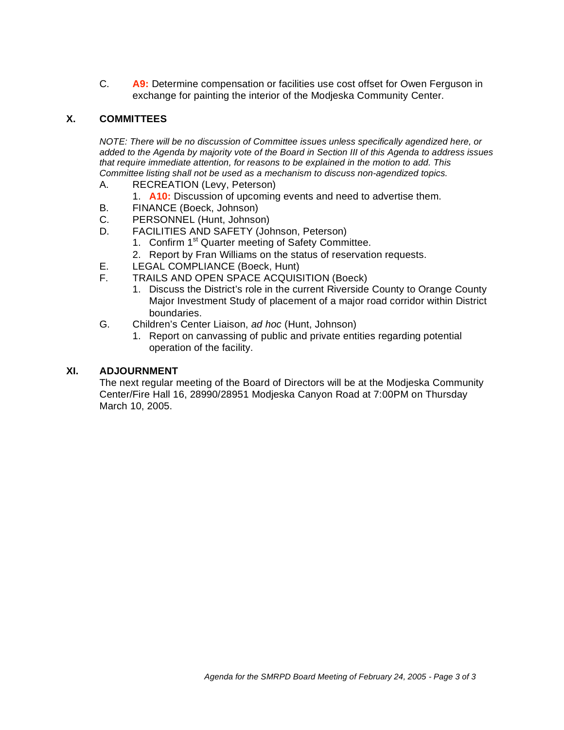C. **A9:** Determine compensation or facilities use cost offset for Owen Ferguson in exchange for painting the interior of the Modjeska Community Center.

## X. COMMITTEES

*NOTE: There will be no discussion of Committee issues unless specifically agendized here, or added to the Agenda by majority vote of the Board in Section III of this Agenda to address issues that require immediate attention, for reasons to be explained in the motion to add. This Committee listing shall not be used as a mechanism to discuss non-agendized topics.*

A. RECREATION (Levy, Peterson)
   1. **A10:** Discussion of upcoming events and need to advertise them.

B. FINANCE (Boeck, Johnson)

C. PERSONNEL (Hunt, Johnson)

D. FACILITIES AND SAFETY (Johnson, Peterson)
   1. Confirm 1st Quarter meeting of Safety Committee.
   2. Report by Fran Williams on the status of reservation requests.

E. LEGAL COMPLIANCE (Boeck, Hunt)

F. TRAILS AND OPEN SPACE ACQUISITION (Boeck)
   1. Discuss the District's role in the current Riverside County to Orange County Major Investment Study of placement of a major road corridor within District boundaries.

G. Children's Center Liaison, *ad hoc* (Hunt, Johnson)
   1. Report on canvassing of public and private entities regarding potential operation of the facility.

## XI. ADJOURNMENT

The next regular meeting of the Board of Directors will be at the Modjeska Community Center/Fire Hall 16, 28990/28951 Modjeska Canyon Road at 7:00PM on Thursday March 10, 2005.